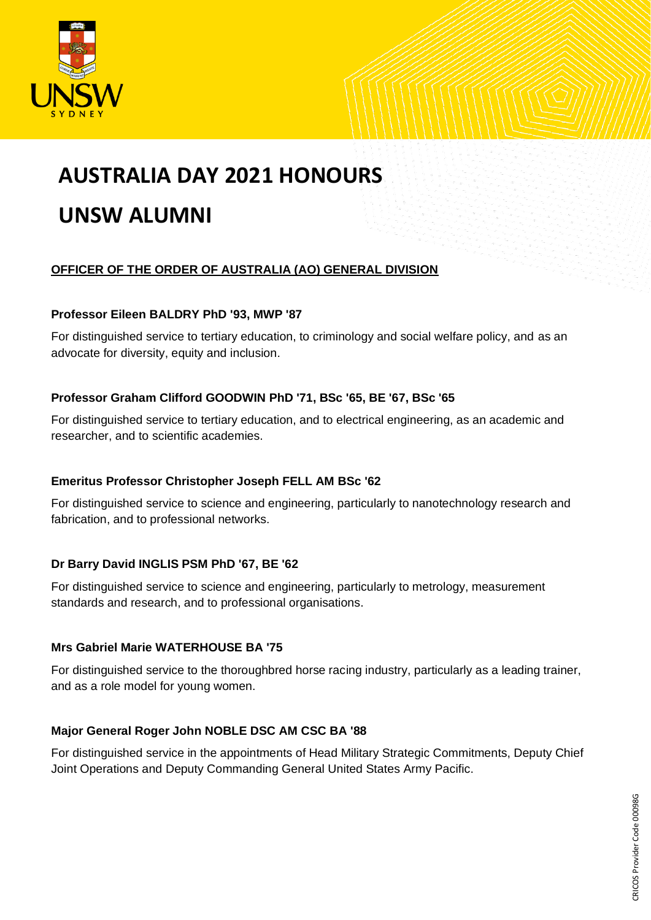# AUSTRALIA DAY 2021 HONOURS

# UNSW ALUMNI

## OFFICER OF THE ORDER OF AUSTRALIA (AO) GENERAL DIVISION

**Professor Eileen BALDRY PhD '93, MWP '87**

For distinguished service to tertiary education, to criminology and social welfare policy, and as an advocate for diversity, equity and inclusion.

**Professor Graham Clifford GOODWIN PhD '71, BSc '65, BE '67, BSc '65**

For distinguished service to tertiary education, and to electrical engineering, as an academic and researcher, and to scientific academies.

**Emeritus Professor Christopher Joseph FELL AM BSc '62**

For distinguished service to science and engineering, particularly to nanotechnology research and fabrication, and to professional networks.

**Dr Barry David INGLIS PSM PhD '67, BE '62**

For distinguished service to science and engineering, particularly to metrology, measurement standards and research, and to professional organisations.

**Mrs Gabriel Marie WATERHOUSE BA '75**

For distinguished service to the thoroughbred horse racing industry, particularly as a leading trainer, and as a role model for young women.

**Major General Roger John NOBLE DSC AM CSC BA '88**

For distinguished service in the appointments of Head Military Strategic Commitments, Deputy Chief Joint Operations and Deputy Commanding General United States Army Pacific.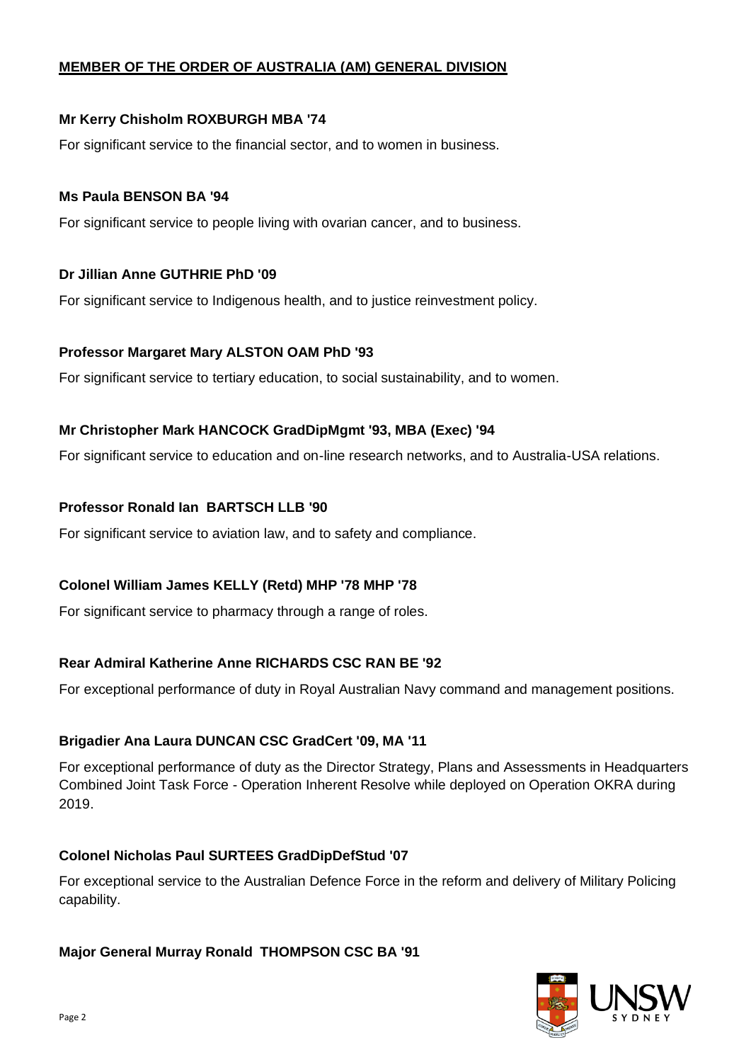## MEMBER OF THE ORDER OF AUSTRALIA (AM) GENERAL DIVISION

**Mr Kerry Chisholm ROXBURGH MBA '74**

For significant service to the financial sector, and to women in business.

**Ms Paula BENSON BA '94**

For significant service to people living with ovarian cancer, and to business.

**Dr Jillian Anne GUTHRIE PhD '09**

For significant service to Indigenous health, and to justice reinvestment policy.

**Professor Margaret Mary ALSTON OAM PhD '93**

For significant service to tertiary education, to social sustainability, and to women.

**Mr Christopher Mark HANCOCK GradDipMgmt '93, MBA (Exec) '94**

For significant service to education and on-line research networks, and to Australia-USA relations.

**Professor Ronald Ian BARTSCH LLB '90**

For significant service to aviation law, and to safety and compliance.

**Colonel William James KELLY (Retd) MHP '78 MHP '78**

For significant service to pharmacy through a range of roles.

**Rear Admiral Katherine Anne RICHARDS CSC RAN BE '92**

For exceptional performance of duty in Royal Australian Navy command and management positions.

**Brigadier Ana Laura DUNCAN CSC GradCert '09, MA '11**

For exceptional performance of duty as the Director Strategy, Plans and Assessments in Headquarters Combined Joint Task Force - Operation Inherent Resolve while deployed on Operation OKRA during 2019.

**Colonel Nicholas Paul SURTEES GradDipDefStud '07**

For exceptional service to the Australian Defence Force in the reform and delivery of Military Policing capability.

**Major General Murray Ronald THOMPSON CSC BA '91**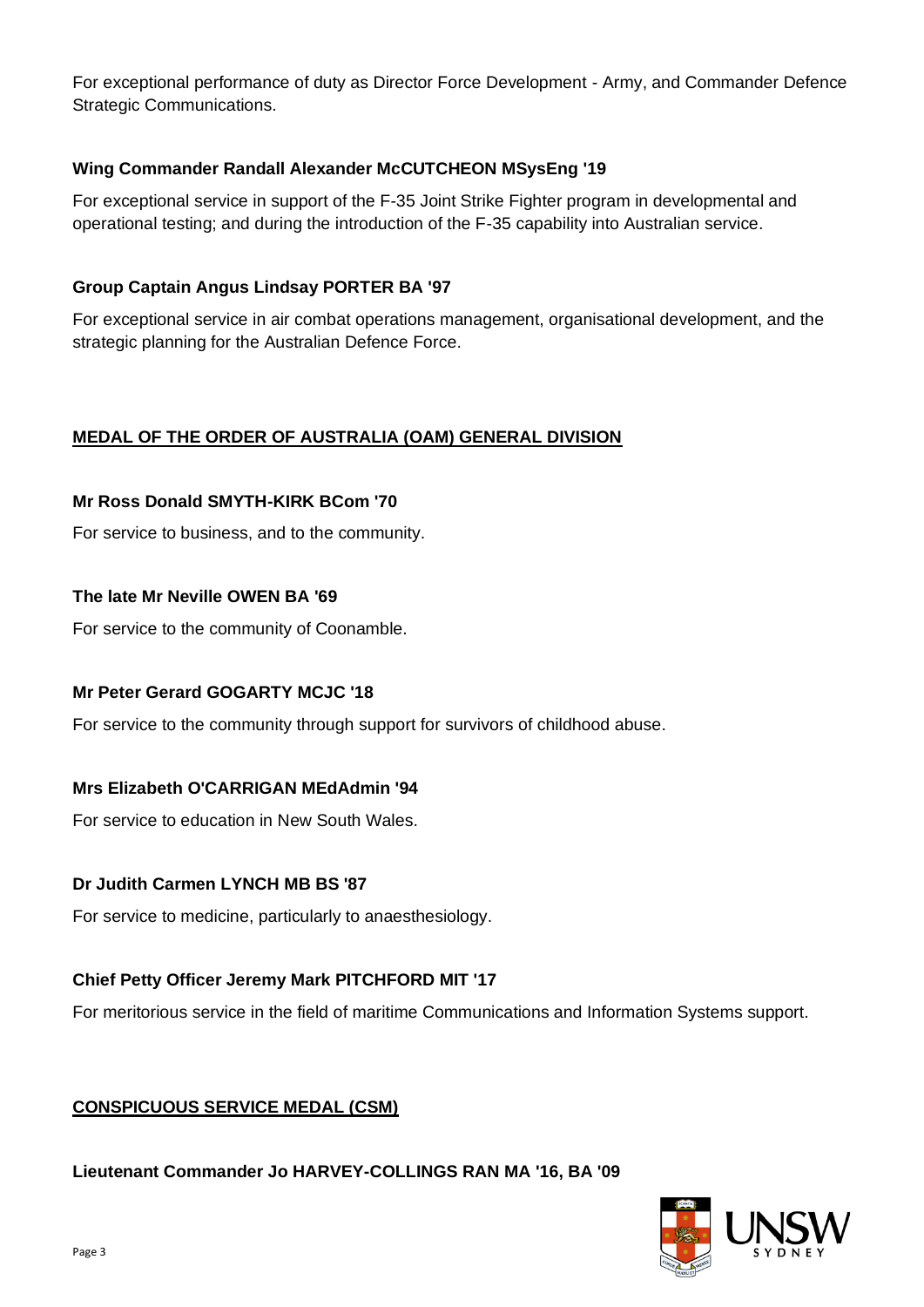For exceptional performance of duty as Director Force Development - Army, and Commander Defence Strategic Communications.

**Wing Commander Randall Alexander McCUTCHEON MSysEng '19**

For exceptional service in support of the F-35 Joint Strike Fighter program in developmental and operational testing; and during the introduction of the F-35 capability into Australian service.

**Group Captain Angus Lindsay PORTER BA '97**

For exceptional service in air combat operations management, organisational development, and the strategic planning for the Australian Defence Force.

## MEDAL OF THE ORDER OF AUSTRALIA (OAM) GENERAL DIVISION

**Mr Ross Donald SMYTH-KIRK BCom '70**

For service to business, and to the community.

**The late Mr Neville OWEN BA '69**

For service to the community of Coonamble.

**Mr Peter Gerard GOGARTY MCJC '18**

For service to the community through support for survivors of childhood abuse.

**Mrs Elizabeth O'CARRIGAN MEdAdmin '94**

For service to education in New South Wales.

**Dr Judith Carmen LYNCH MB BS '87**

For service to medicine, particularly to anaesthesiology.

**Chief Petty Officer Jeremy Mark PITCHFORD MIT '17**

For meritorious service in the field of maritime Communications and Information Systems support.

## CONSPICUOUS SERVICE MEDAL (CSM)

**Lieutenant Commander Jo HARVEY-COLLINGS RAN MA '16, BA '09**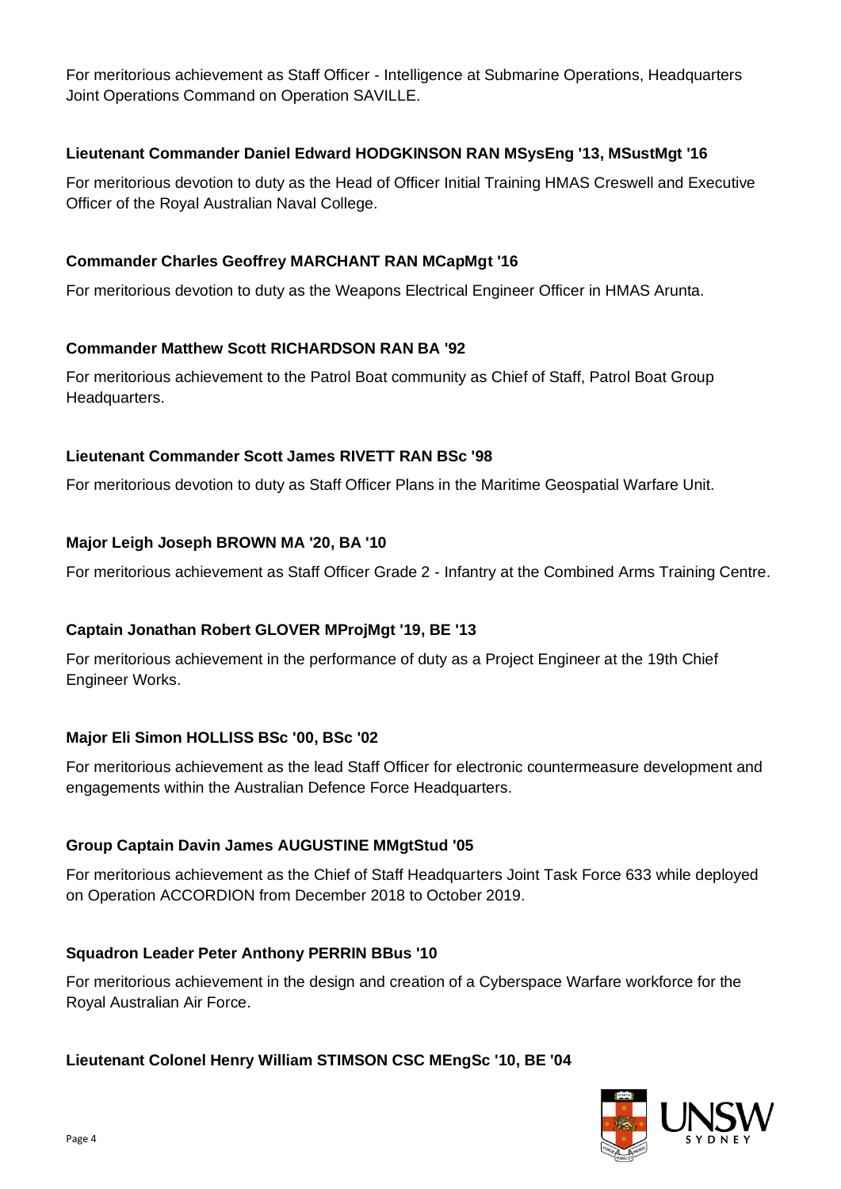For meritorious achievement as Staff Officer - Intelligence at Submarine Operations, Headquarters Joint Operations Command on Operation SAVILLE.

**Lieutenant Commander Daniel Edward HODGKINSON RAN MSysEng '13, MSustMgt '16**

For meritorious devotion to duty as the Head of Officer Initial Training HMAS Creswell and Executive Officer of the Royal Australian Naval College.

**Commander Charles Geoffrey MARCHANT RAN MCapMgt '16**

For meritorious devotion to duty as the Weapons Electrical Engineer Officer in HMAS Arunta.

**Commander Matthew Scott RICHARDSON RAN BA '92**

For meritorious achievement to the Patrol Boat community as Chief of Staff, Patrol Boat Group Headquarters.

**Lieutenant Commander Scott James RIVETT RAN BSc '98**

For meritorious devotion to duty as Staff Officer Plans in the Maritime Geospatial Warfare Unit.

**Major Leigh Joseph BROWN MA '20, BA '10**

For meritorious achievement as Staff Officer Grade 2 - Infantry at the Combined Arms Training Centre.

**Captain Jonathan Robert GLOVER MProjMgt '19, BE '13**

For meritorious achievement in the performance of duty as a Project Engineer at the 19th Chief Engineer Works.

**Major Eli Simon HOLLISS BSc '00, BSc '02**

For meritorious achievement as the lead Staff Officer for electronic countermeasure development and engagements within the Australian Defence Force Headquarters.

**Group Captain Davin James AUGUSTINE MMgtStud '05**

For meritorious achievement as the Chief of Staff Headquarters Joint Task Force 633 while deployed on Operation ACCORDION from December 2018 to October 2019.

**Squadron Leader Peter Anthony PERRIN BBus '10**

For meritorious achievement in the design and creation of a Cyberspace Warfare workforce for the Royal Australian Air Force.

**Lieutenant Colonel Henry William STIMSON CSC MEngSc '10, BE '04**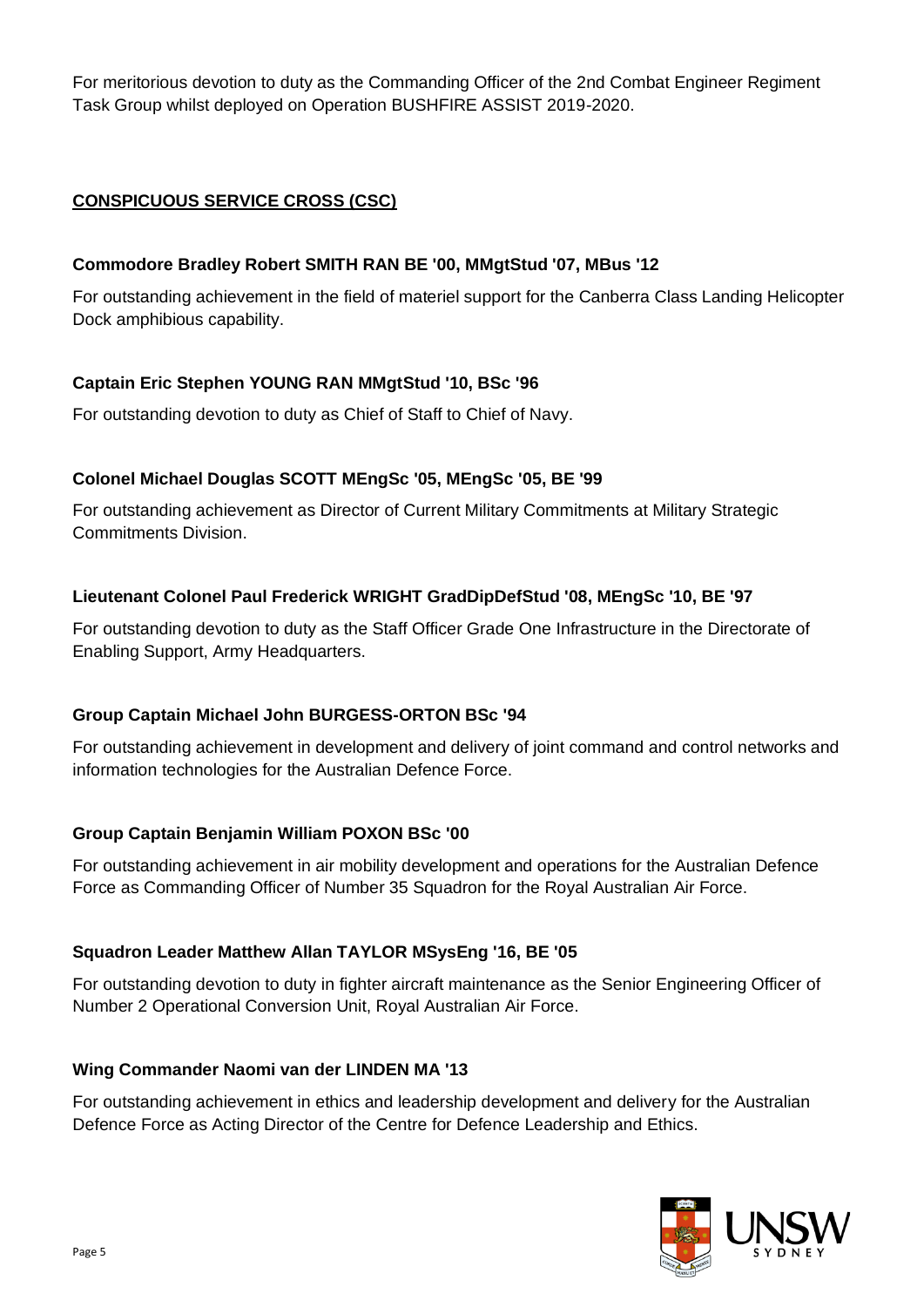For meritorious devotion to duty as the Commanding Officer of the 2nd Combat Engineer Regiment Task Group whilst deployed on Operation BUSHFIRE ASSIST 2019-2020.

## CONSPICUOUS SERVICE CROSS (CSC)

**Commodore Bradley Robert SMITH RAN BE '00, MMgtStud '07, MBus '12**

For outstanding achievement in the field of materiel support for the Canberra Class Landing Helicopter Dock amphibious capability.

**Captain Eric Stephen YOUNG RAN MMgtStud '10, BSc '96**

For outstanding devotion to duty as Chief of Staff to Chief of Navy.

**Colonel Michael Douglas SCOTT MEngSc '05, MEngSc '05, BE '99**

For outstanding achievement as Director of Current Military Commitments at Military Strategic Commitments Division.

**Lieutenant Colonel Paul Frederick WRIGHT GradDipDefStud '08, MEngSc '10, BE '97**

For outstanding devotion to duty as the Staff Officer Grade One Infrastructure in the Directorate of Enabling Support, Army Headquarters.

**Group Captain Michael John BURGESS-ORTON BSc '94**

For outstanding achievement in development and delivery of joint command and control networks and information technologies for the Australian Defence Force.

**Group Captain Benjamin William POXON BSc '00**

For outstanding achievement in air mobility development and operations for the Australian Defence Force as Commanding Officer of Number 35 Squadron for the Royal Australian Air Force.

**Squadron Leader Matthew Allan TAYLOR MSysEng '16, BE '05**

For outstanding devotion to duty in fighter aircraft maintenance as the Senior Engineering Officer of Number 2 Operational Conversion Unit, Royal Australian Air Force.

**Wing Commander Naomi van der LINDEN MA '13**

For outstanding achievement in ethics and leadership development and delivery for the Australian Defence Force as Acting Director of the Centre for Defence Leadership and Ethics.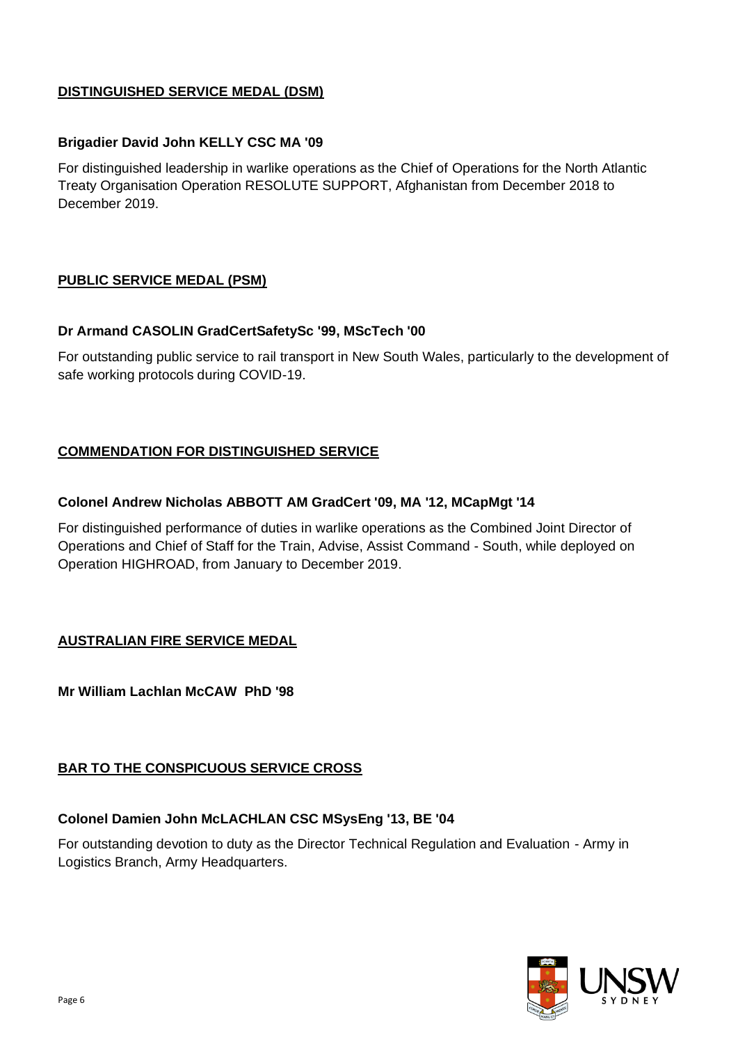## DISTINGUISHED SERVICE MEDAL (DSM)

**Brigadier David John KELLY CSC MA '09**

For distinguished leadership in warlike operations as the Chief of Operations for the North Atlantic Treaty Organisation Operation RESOLUTE SUPPORT, Afghanistan from December 2018 to December 2019.

## PUBLIC SERVICE MEDAL (PSM)

**Dr Armand CASOLIN GradCertSafetySc '99, MScTech '00**

For outstanding public service to rail transport in New South Wales, particularly to the development of safe working protocols during COVID-19.

## COMMENDATION FOR DISTINGUISHED SERVICE

**Colonel Andrew Nicholas ABBOTT AM GradCert '09, MA '12, MCapMgt '14**

For distinguished performance of duties in warlike operations as the Combined Joint Director of Operations and Chief of Staff for the Train, Advise, Assist Command - South, while deployed on Operation HIGHROAD, from January to December 2019.

## AUSTRALIAN FIRE SERVICE MEDAL

**Mr William Lachlan McCAW PhD '98**

## BAR TO THE CONSPICUOUS SERVICE CROSS

**Colonel Damien John McLACHLAN CSC MSysEng '13, BE '04**

For outstanding devotion to duty as the Director Technical Regulation and Evaluation - Army in Logistics Branch, Army Headquarters.